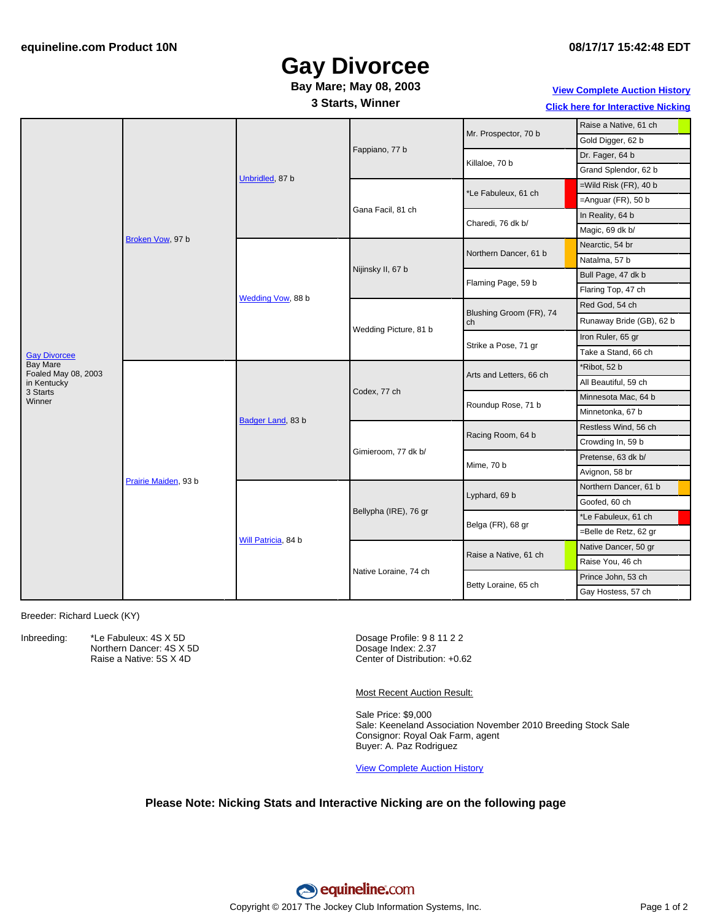equineline.com Product 10N

08/17/17 15:42:48 EDT

# Gay Divorcee

**Bay Mare; May 08, 2003**

**3 Starts, Winner**

View Complete Auction History

Click here for Interactive Nicking

| Gay Divorcee | Sire / Dam | Grandparents | Great-Grandparents | 4th Generation | 5th Generation |
|---|---|---|---|---|---|
| Gay Divorcee<br>Bay Mare<br>Foaled May 08, 2003<br>in Kentucky<br>3 Starts<br>Winner | Broken Vow, 97 b | Unbridled, 87 b | Fappiano, 77 b | Mr. Prospector, 70 b | Raise a Native, 61 ch |
| | | | | | Gold Digger, 62 b |
| | | | | Killaloe, 70 b | Dr. Fager, 64 b |
| | | | | | Grand Splendor, 62 b |
| | | | Gana Facil, 81 ch | *Le Fabuleux, 61 ch | =Wild Risk (FR), 40 b |
| | | | | | =Anguar (FR), 50 b |
| | | | | Charedi, 76 dk b/ | In Reality, 64 b |
| | | | | | Magic, 69 dk b/ |
| | | Wedding Vow, 88 b | Nijinsky II, 67 b | Northern Dancer, 61 b | Nearctic, 54 br |
| | | | | | Natalma, 57 b |
| | | | | Flaming Page, 59 b | Bull Page, 47 dk b |
| | | | | | Flaring Top, 47 ch |
| | | | Wedding Picture, 81 b | Blushing Groom (FR), 74 ch | Red God, 54 ch |
| | | | | | Runaway Bride (GB), 62 b |
| | | | | Strike a Pose, 71 gr | Iron Ruler, 65 gr |
| | | | | | Take a Stand, 66 ch |
| | Prairie Maiden, 93 b | Badger Land, 83 b | Codex, 77 ch | Arts and Letters, 66 ch | *Ribot, 52 b |
| | | | | | All Beautiful, 59 ch |
| | | | | Roundup Rose, 71 b | Minnesota Mac, 64 b |
| | | | | | Minnetonka, 67 b |
| | | | Gimieroom, 77 dk b/ | Racing Room, 64 b | Restless Wind, 56 ch |
| | | | | | Crowding In, 59 b |
| | | | | Mime, 70 b | Pretense, 63 dk b/ |
| | | | | | Avignon, 58 br |
| | | Will Patricia, 84 b | Bellypha (IRE), 76 gr | Lyphard, 69 b | Northern Dancer, 61 b |
| | | | | | Goofed, 60 ch |
| | | | | Belga (FR), 68 gr | *Le Fabuleux, 61 ch |
| | | | | | =Belle de Retz, 62 gr |
| | | | Native Loraine, 74 ch | Raise a Native, 61 ch | Native Dancer, 50 gr |
| | | | | | Raise You, 46 ch |
| | | | | Betty Loraine, 65 ch | Prince John, 53 ch |
| | | | | | Gay Hostess, 57 ch |

Breeder: Richard Lueck (KY)

Inbreeding:
- *Le Fabuleux: 4S X 5D
- Northern Dancer: 4S X 5D
- Raise a Native: 5S X 4D

Dosage Profile: 9 8 11 2 2
Dosage Index: 2.37
Center of Distribution: +0.62

Most Recent Auction Result:

Sale Price: $9,000
Sale: Keeneland Association November 2010 Breeding Stock Sale
Consignor: Royal Oak Farm, agent
Buyer: A. Paz Rodriguez

View Complete Auction History

**Please Note: Nicking Stats and Interactive Nicking are on the following page**

Copyright © 2017 The Jockey Club Information Systems, Inc.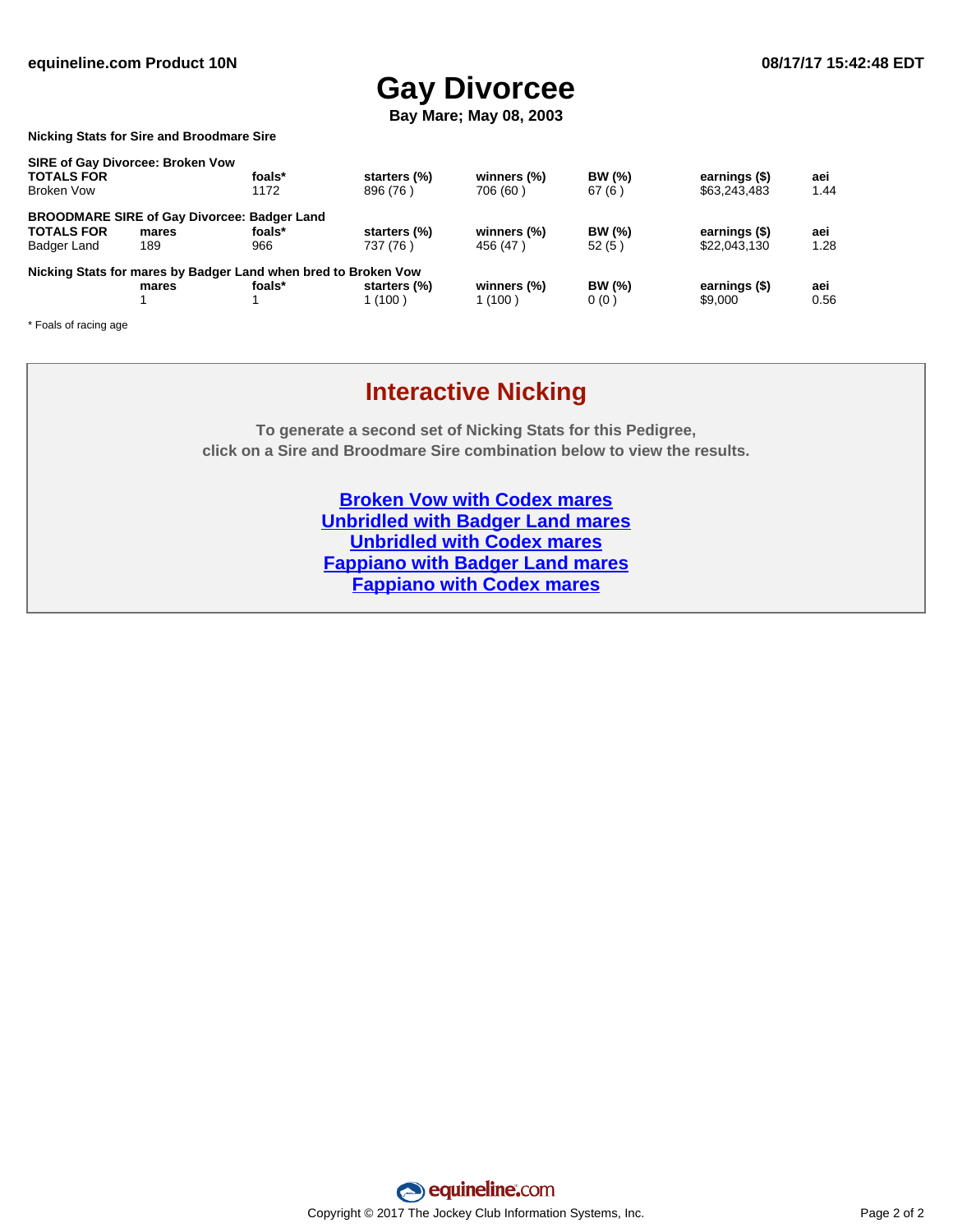# Gay Divorcee

**Bay Mare; May 08, 2003**

**Nicking Stats for Sire and Broodmare Sire**

**SIRE of Gay Divorcee: Broken Vow**

| TOTALS FOR | | foals* | starters (%) | winners (%) | BW (%) | earnings ($) | aei |
|---|---|---|---|---|---|---|---|
| Broken Vow | | 1172 | 896 (76 ) | 706 (60 ) | 67 (6 ) | $63,243,483 | 1.44 |

**BROODMARE SIRE of Gay Divorcee: Badger Land**

| TOTALS FOR | mares | foals* | starters (%) | winners (%) | BW (%) | earnings ($) | aei |
|---|---|---|---|---|---|---|---|
| Badger Land | 189 | 966 | 737 (76 ) | 456 (47 ) | 52 (5 ) | $22,043,130 | 1.28 |

**Nicking Stats for mares by Badger Land when bred to Broken Vow**

| | mares | foals* | starters (%) | winners (%) | BW (%) | earnings ($) | aei |
|---|---|---|---|---|---|---|---|
| | 1 | 1 | 1 (100 ) | 1 (100 ) | 0 (0 ) | $9,000 | 0.56 |

* Foals of racing age

## Interactive Nicking

**To generate a second set of Nicking Stats for this Pedigree, click on a Sire and Broodmare Sire combination below to view the results.**

**Broken Vow with Codex mares**
**Unbridled with Badger Land mares**
**Unbridled with Codex mares**
**Fappiano with Badger Land mares**
**Fappiano with Codex mares**